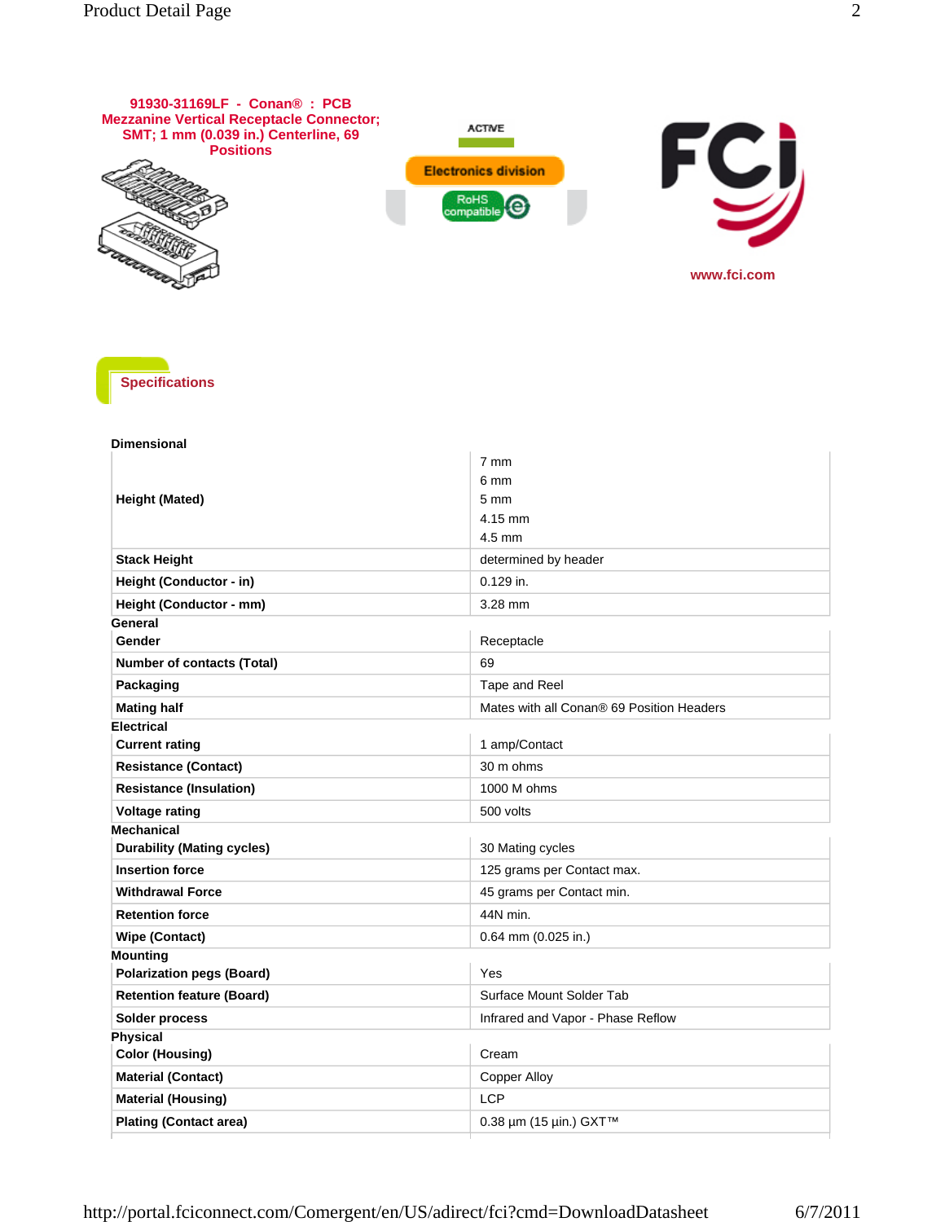# 91930-31169LF - Conan® : PCB Mezzanine Vertical Receptacle Connector; SMT; 1 mm (0.039 in.) Centerline, 69 Positions

ACTIVE

Electronics division

RoHS compatible

www.fci.com

## Specifications

**Dimensional**

| | |
|---|---|
| **Height (Mated)** | 7 mm<br>6 mm<br>5 mm<br>4.15 mm<br>4.5 mm |
| **Stack Height** | determined by header |
| **Height (Conductor - in)** | 0.129 in. |
| **Height (Conductor - mm)** | 3.28 mm |

**General**

| | |
|---|---|
| **Gender** | Receptacle |
| **Number of contacts (Total)** | 69 |
| **Packaging** | Tape and Reel |
| **Mating half** | Mates with all Conan® 69 Position Headers |

**Electrical**

| | |
|---|---|
| **Current rating** | 1 amp/Contact |
| **Resistance (Contact)** | 30 m ohms |
| **Resistance (Insulation)** | 1000 M ohms |
| **Voltage rating** | 500 volts |

**Mechanical**

| | |
|---|---|
| **Durability (Mating cycles)** | 30 Mating cycles |
| **Insertion force** | 125 grams per Contact max. |
| **Withdrawal Force** | 45 grams per Contact min. |
| **Retention force** | 44N min. |
| **Wipe (Contact)** | 0.64 mm (0.025 in.) |

**Mounting**

| | |
|---|---|
| **Polarization pegs (Board)** | Yes |
| **Retention feature (Board)** | Surface Mount Solder Tab |
| **Solder process** | Infrared and Vapor - Phase Reflow |

**Physical**

| | |
|---|---|
| **Color (Housing)** | Cream |
| **Material (Contact)** | Copper Alloy |
| **Material (Housing)** | LCP |
| **Plating (Contact area)** | 0.38 µm (15 µin.) GXT™ |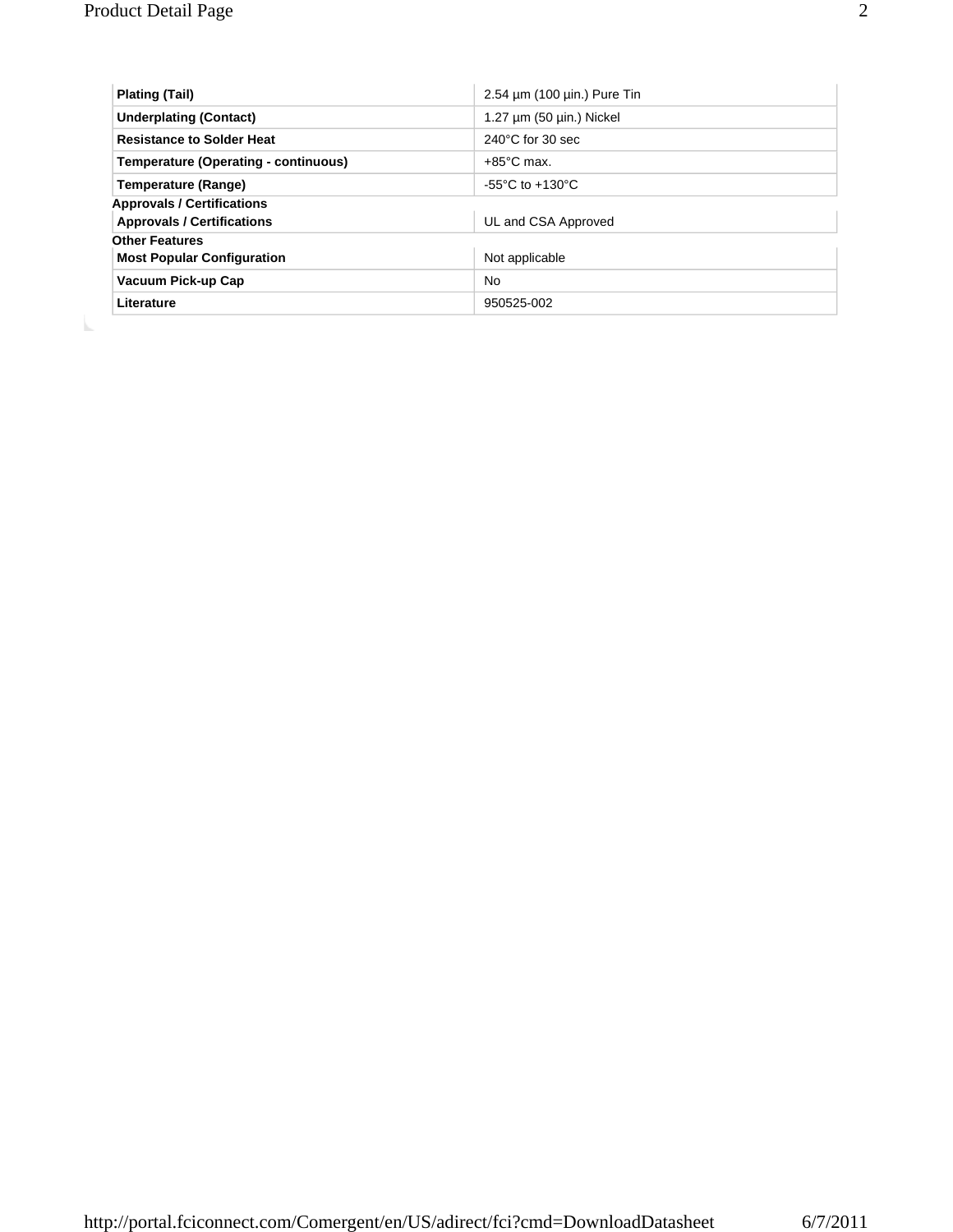| | |
|---|---|
| **Plating (Tail)** | 2.54 µm (100 µin.) Pure Tin |
| **Underplating (Contact)** | 1.27 µm (50 µin.) Nickel |
| **Resistance to Solder Heat** | 240°C for 30 sec |
| **Temperature (Operating - continuous)** | +85°C max. |
| **Temperature (Range)** | -55°C to +130°C |

**Approvals / Certifications**

| | |
|---|---|
| **Approvals / Certifications** | UL and CSA Approved |

**Other Features**

| | |
|---|---|
| **Most Popular Configuration** | Not applicable |
| **Vacuum Pick-up Cap** | No |
| **Literature** | 950525-002 |